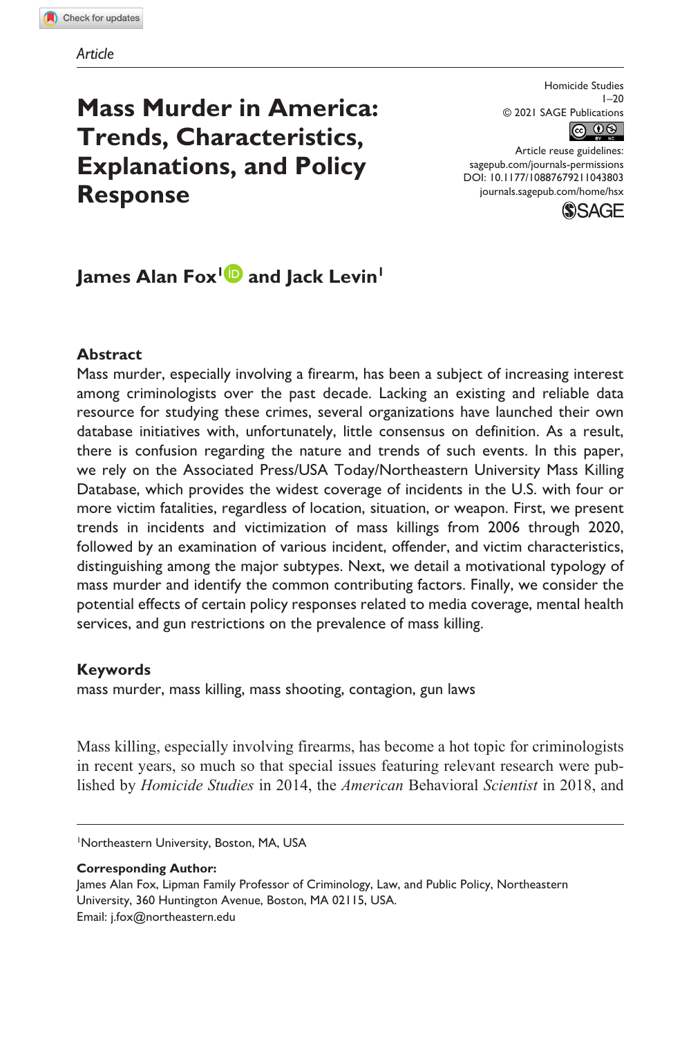*Article*

# Mass Murder in America: Trends, Characteristics, Explanations, and Policy Response

Homicide Studies
1–20
© 2021 SAGE Publications
Article reuse guidelines:
sagepub.com/journals-permissions
DOI: 10.1177/10887679211043803
journals.sagepub.com/home/hsx

**James Alan Fox[1] and Jack Levin[1]**

## Abstract

Mass murder, especially involving a firearm, has been a subject of increasing interest among criminologists over the past decade. Lacking an existing and reliable data resource for studying these crimes, several organizations have launched their own database initiatives with, unfortunately, little consensus on definition. As a result, there is confusion regarding the nature and trends of such events. In this paper, we rely on the Associated Press/USA Today/Northeastern University Mass Killing Database, which provides the widest coverage of incidents in the U.S. with four or more victim fatalities, regardless of location, situation, or weapon. First, we present trends in incidents and victimization of mass killings from 2006 through 2020, followed by an examination of various incident, offender, and victim characteristics, distinguishing among the major subtypes. Next, we detail a motivational typology of mass murder and identify the common contributing factors. Finally, we consider the potential effects of certain policy responses related to media coverage, mental health services, and gun restrictions on the prevalence of mass killing.

## Keywords

mass murder, mass killing, mass shooting, contagion, gun laws

Mass killing, especially involving firearms, has become a hot topic for criminologists in recent years, so much so that special issues featuring relevant research were published by *Homicide Studies* in 2014, the *American* Behavioral *Scientist* in 2018, and

[1]Northeastern University, Boston, MA, USA

**Corresponding Author:**
James Alan Fox, Lipman Family Professor of Criminology, Law, and Public Policy, Northeastern University, 360 Huntington Avenue, Boston, MA 02115, USA.
Email: j.fox@northeastern.edu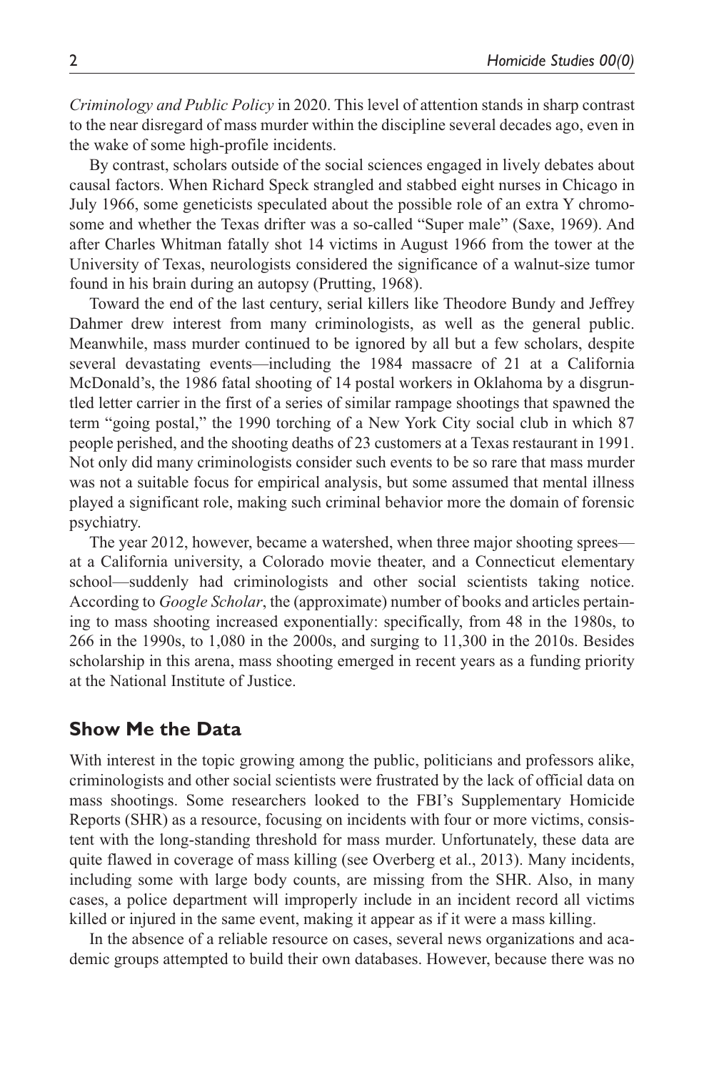*Criminology and Public Policy* in 2020. This level of attention stands in sharp contrast to the near disregard of mass murder within the discipline several decades ago, even in the wake of some high-profile incidents.

By contrast, scholars outside of the social sciences engaged in lively debates about causal factors. When Richard Speck strangled and stabbed eight nurses in Chicago in July 1966, some geneticists speculated about the possible role of an extra Y chromosome and whether the Texas drifter was a so-called "Super male" (Saxe, 1969). And after Charles Whitman fatally shot 14 victims in August 1966 from the tower at the University of Texas, neurologists considered the significance of a walnut-size tumor found in his brain during an autopsy (Prutting, 1968).

Toward the end of the last century, serial killers like Theodore Bundy and Jeffrey Dahmer drew interest from many criminologists, as well as the general public. Meanwhile, mass murder continued to be ignored by all but a few scholars, despite several devastating events—including the 1984 massacre of 21 at a California McDonald's, the 1986 fatal shooting of 14 postal workers in Oklahoma by a disgruntled letter carrier in the first of a series of similar rampage shootings that spawned the term "going postal," the 1990 torching of a New York City social club in which 87 people perished, and the shooting deaths of 23 customers at a Texas restaurant in 1991. Not only did many criminologists consider such events to be so rare that mass murder was not a suitable focus for empirical analysis, but some assumed that mental illness played a significant role, making such criminal behavior more the domain of forensic psychiatry.

The year 2012, however, became a watershed, when three major shooting sprees—at a California university, a Colorado movie theater, and a Connecticut elementary school—suddenly had criminologists and other social scientists taking notice. According to *Google Scholar*, the (approximate) number of books and articles pertaining to mass shooting increased exponentially: specifically, from 48 in the 1980s, to 266 in the 1990s, to 1,080 in the 2000s, and surging to 11,300 in the 2010s. Besides scholarship in this arena, mass shooting emerged in recent years as a funding priority at the National Institute of Justice.

## Show Me the Data

With interest in the topic growing among the public, politicians and professors alike, criminologists and other social scientists were frustrated by the lack of official data on mass shootings. Some researchers looked to the FBI's Supplementary Homicide Reports (SHR) as a resource, focusing on incidents with four or more victims, consistent with the long-standing threshold for mass murder. Unfortunately, these data are quite flawed in coverage of mass killing (see Overberg et al., 2013). Many incidents, including some with large body counts, are missing from the SHR. Also, in many cases, a police department will improperly include in an incident record all victims killed or injured in the same event, making it appear as if it were a mass killing.

In the absence of a reliable resource on cases, several news organizations and academic groups attempted to build their own databases. However, because there was no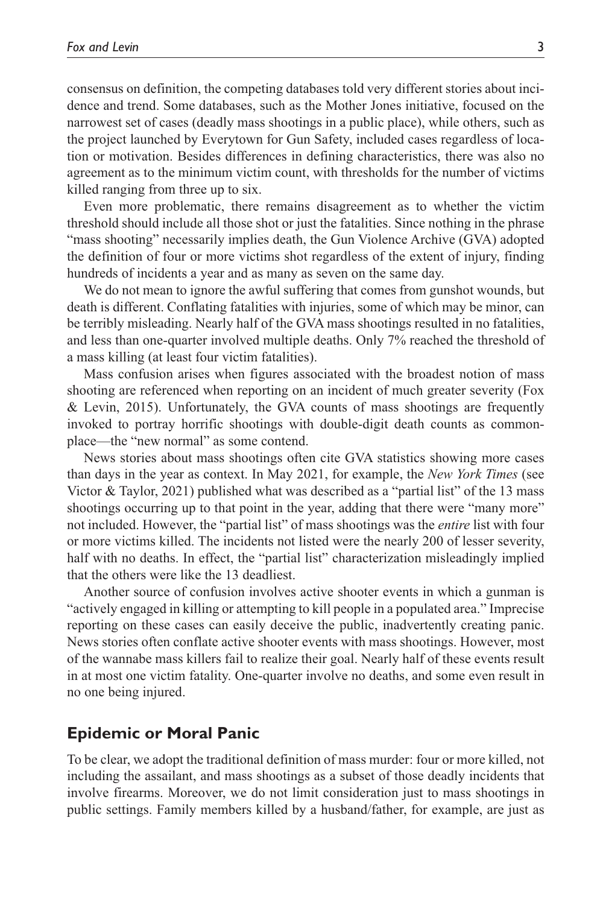consensus on definition, the competing databases told very different stories about incidence and trend. Some databases, such as the Mother Jones initiative, focused on the narrowest set of cases (deadly mass shootings in a public place), while others, such as the project launched by Everytown for Gun Safety, included cases regardless of location or motivation. Besides differences in defining characteristics, there was also no agreement as to the minimum victim count, with thresholds for the number of victims killed ranging from three up to six.

Even more problematic, there remains disagreement as to whether the victim threshold should include all those shot or just the fatalities. Since nothing in the phrase "mass shooting" necessarily implies death, the Gun Violence Archive (GVA) adopted the definition of four or more victims shot regardless of the extent of injury, finding hundreds of incidents a year and as many as seven on the same day.

We do not mean to ignore the awful suffering that comes from gunshot wounds, but death is different. Conflating fatalities with injuries, some of which may be minor, can be terribly misleading. Nearly half of the GVA mass shootings resulted in no fatalities, and less than one-quarter involved multiple deaths. Only 7% reached the threshold of a mass killing (at least four victim fatalities).

Mass confusion arises when figures associated with the broadest notion of mass shooting are referenced when reporting on an incident of much greater severity (Fox & Levin, 2015). Unfortunately, the GVA counts of mass shootings are frequently invoked to portray horrific shootings with double-digit death counts as commonplace—the "new normal" as some contend.

News stories about mass shootings often cite GVA statistics showing more cases than days in the year as context. In May 2021, for example, the *New York Times* (see Victor & Taylor, 2021) published what was described as a "partial list" of the 13 mass shootings occurring up to that point in the year, adding that there were "many more" not included. However, the "partial list" of mass shootings was the *entire* list with four or more victims killed. The incidents not listed were the nearly 200 of lesser severity, half with no deaths. In effect, the "partial list" characterization misleadingly implied that the others were like the 13 deadliest.

Another source of confusion involves active shooter events in which a gunman is "actively engaged in killing or attempting to kill people in a populated area." Imprecise reporting on these cases can easily deceive the public, inadvertently creating panic. News stories often conflate active shooter events with mass shootings. However, most of the wannabe mass killers fail to realize their goal. Nearly half of these events result in at most one victim fatality. One-quarter involve no deaths, and some even result in no one being injured.

## Epidemic or Moral Panic

To be clear, we adopt the traditional definition of mass murder: four or more killed, not including the assailant, and mass shootings as a subset of those deadly incidents that involve firearms. Moreover, we do not limit consideration just to mass shootings in public settings. Family members killed by a husband/father, for example, are just as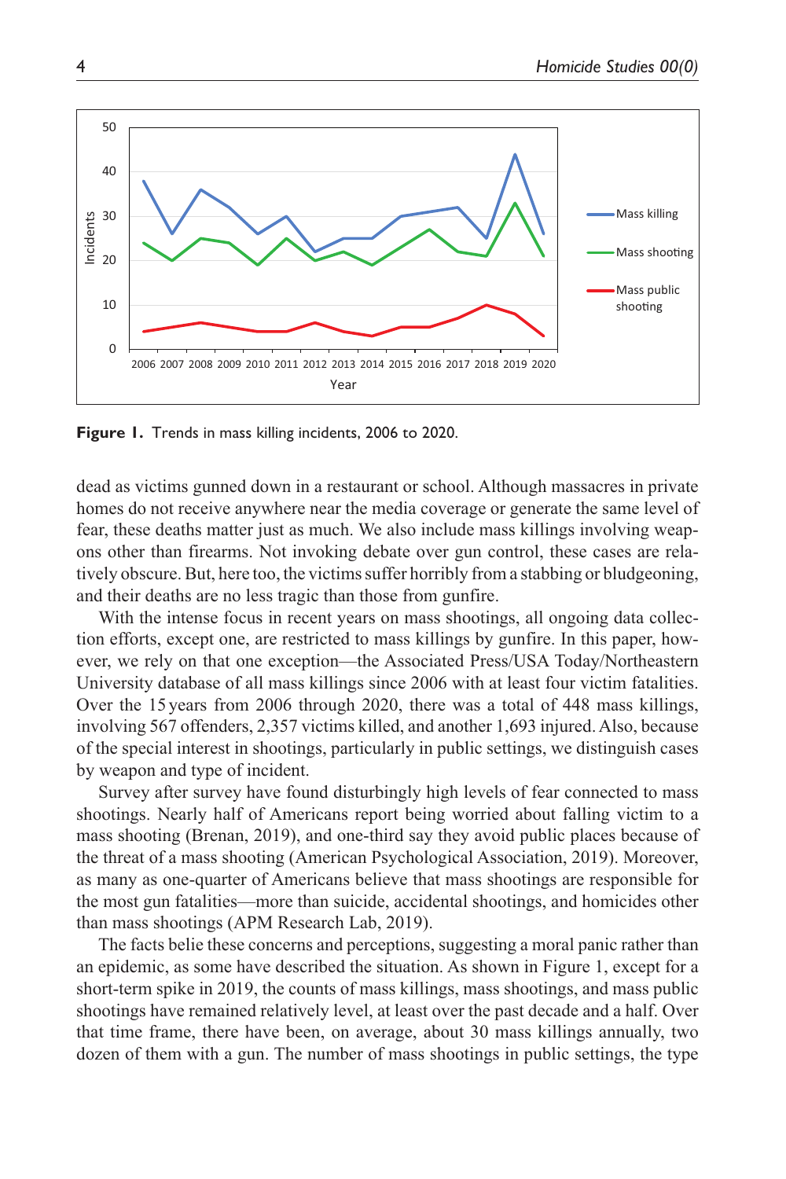Figure 1. Trends in mass killing incidents, 2006 to 2020.

dead as victims gunned down in a restaurant or school. Although massacres in private homes do not receive anywhere near the media coverage or generate the same level of fear, these deaths matter just as much. We also include mass killings involving weapons other than firearms. Not invoking debate over gun control, these cases are relatively obscure. But, here too, the victims suffer horribly from a stabbing or bludgeoning, and their deaths are no less tragic than those from gunfire.

With the intense focus in recent years on mass shootings, all ongoing data collection efforts, except one, are restricted to mass killings by gunfire. In this paper, however, we rely on that one exception—the Associated Press/USA Today/Northeastern University database of all mass killings since 2006 with at least four victim fatalities. Over the 15 years from 2006 through 2020, there was a total of 448 mass killings, involving 567 offenders, 2,357 victims killed, and another 1,693 injured. Also, because of the special interest in shootings, particularly in public settings, we distinguish cases by weapon and type of incident.

Survey after survey have found disturbingly high levels of fear connected to mass shootings. Nearly half of Americans report being worried about falling victim to a mass shooting (Brenan, 2019), and one-third say they avoid public places because of the threat of a mass shooting (American Psychological Association, 2019). Moreover, as many as one-quarter of Americans believe that mass shootings are responsible for the most gun fatalities—more than suicide, accidental shootings, and homicides other than mass shootings (APM Research Lab, 2019).

The facts belie these concerns and perceptions, suggesting a moral panic rather than an epidemic, as some have described the situation. As shown in Figure 1, except for a short-term spike in 2019, the counts of mass killings, mass shootings, and mass public shootings have remained relatively level, at least over the past decade and a half. Over that time frame, there have been, on average, about 30 mass killings annually, two dozen of them with a gun. The number of mass shootings in public settings, the type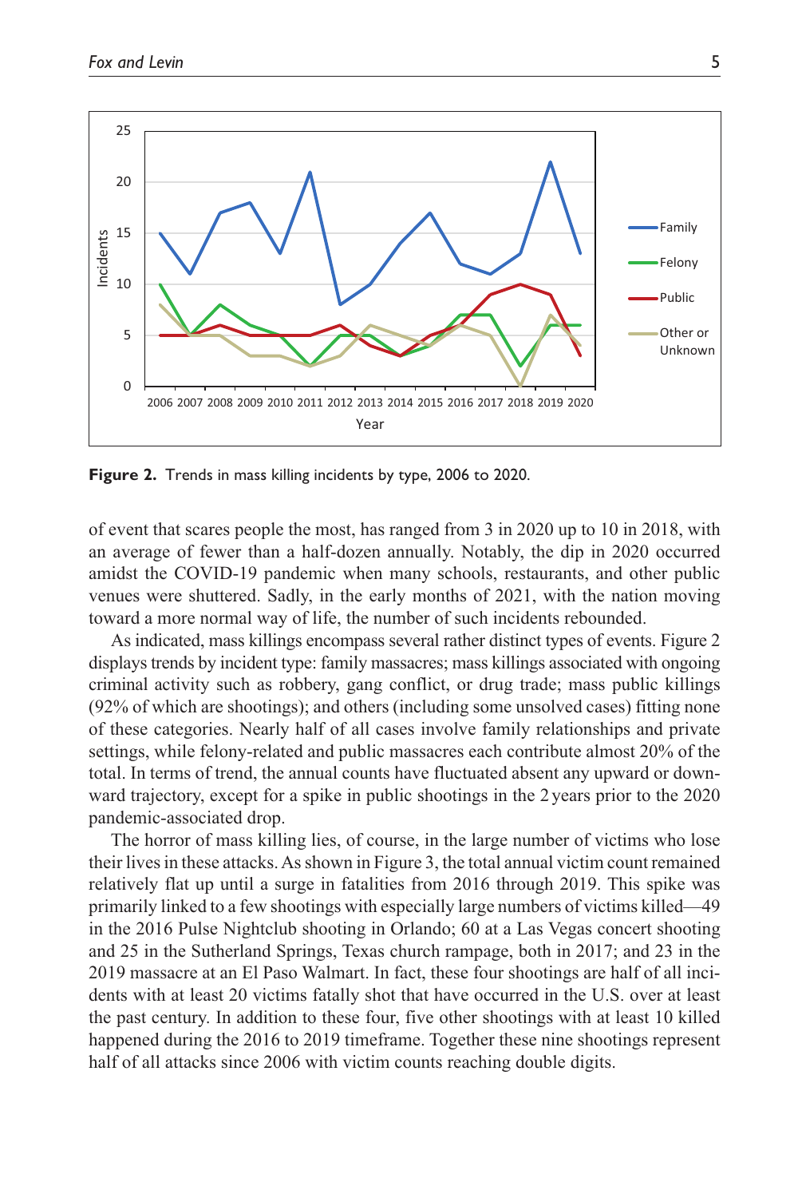Figure 2. Trends in mass killing incidents by type, 2006 to 2020.

of event that scares people the most, has ranged from 3 in 2020 up to 10 in 2018, with an average of fewer than a half-dozen annually. Notably, the dip in 2020 occurred amidst the COVID-19 pandemic when many schools, restaurants, and other public venues were shuttered. Sadly, in the early months of 2021, with the nation moving toward a more normal way of life, the number of such incidents rebounded.

As indicated, mass killings encompass several rather distinct types of events. Figure 2 displays trends by incident type: family massacres; mass killings associated with ongoing criminal activity such as robbery, gang conflict, or drug trade; mass public killings (92% of which are shootings); and others (including some unsolved cases) fitting none of these categories. Nearly half of all cases involve family relationships and private settings, while felony-related and public massacres each contribute almost 20% of the total. In terms of trend, the annual counts have fluctuated absent any upward or downward trajectory, except for a spike in public shootings in the 2 years prior to the 2020 pandemic-associated drop.

The horror of mass killing lies, of course, in the large number of victims who lose their lives in these attacks. As shown in Figure 3, the total annual victim count remained relatively flat up until a surge in fatalities from 2016 through 2019. This spike was primarily linked to a few shootings with especially large numbers of victims killed—49 in the 2016 Pulse Nightclub shooting in Orlando; 60 at a Las Vegas concert shooting and 25 in the Sutherland Springs, Texas church rampage, both in 2017; and 23 in the 2019 massacre at an El Paso Walmart. In fact, these four shootings are half of all incidents with at least 20 victims fatally shot that have occurred in the U.S. over at least the past century. In addition to these four, five other shootings with at least 10 killed happened during the 2016 to 2019 timeframe. Together these nine shootings represent half of all attacks since 2006 with victim counts reaching double digits.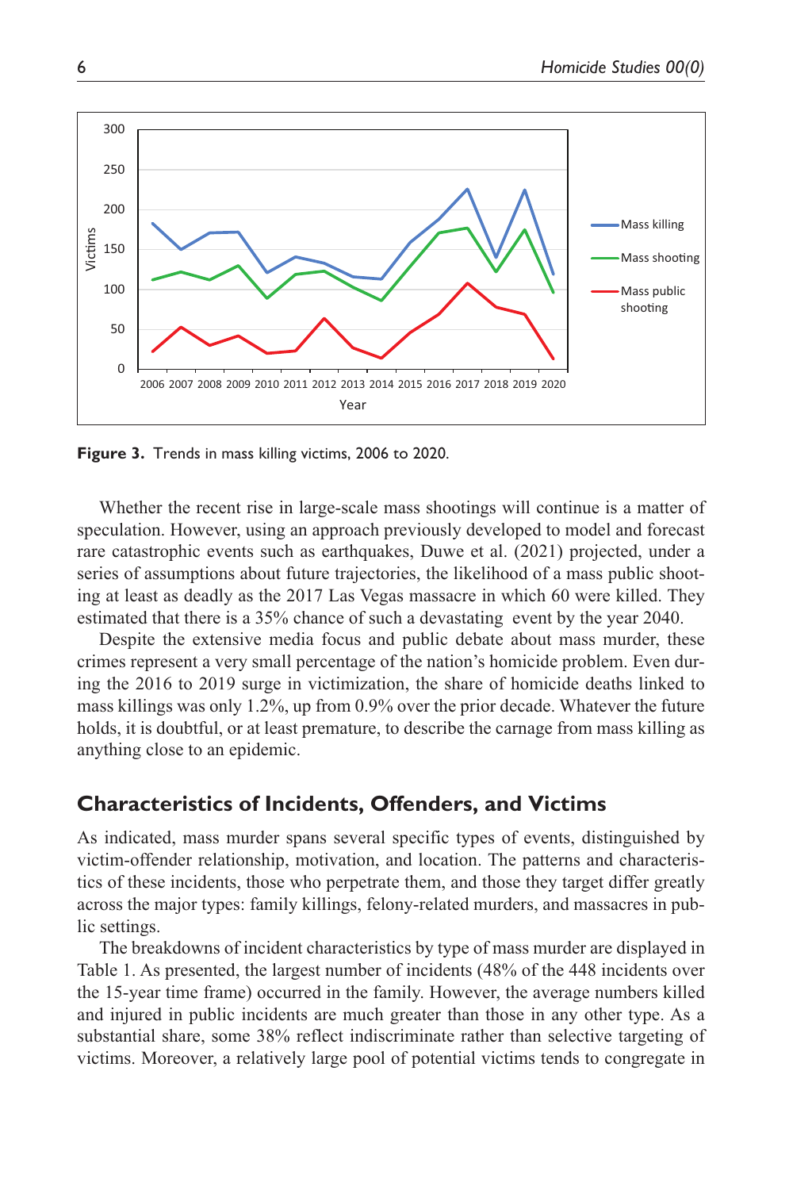Figure 3. Trends in mass killing victims, 2006 to 2020.

Whether the recent rise in large-scale mass shootings will continue is a matter of speculation. However, using an approach previously developed to model and forecast rare catastrophic events such as earthquakes, Duwe et al. (2021) projected, under a series of assumptions about future trajectories, the likelihood of a mass public shooting at least as deadly as the 2017 Las Vegas massacre in which 60 were killed. They estimated that there is a 35% chance of such a devastating event by the year 2040.

Despite the extensive media focus and public debate about mass murder, these crimes represent a very small percentage of the nation's homicide problem. Even during the 2016 to 2019 surge in victimization, the share of homicide deaths linked to mass killings was only 1.2%, up from 0.9% over the prior decade. Whatever the future holds, it is doubtful, or at least premature, to describe the carnage from mass killing as anything close to an epidemic.

## Characteristics of Incidents, Offenders, and Victims

As indicated, mass murder spans several specific types of events, distinguished by victim-offender relationship, motivation, and location. The patterns and characteristics of these incidents, those who perpetrate them, and those they target differ greatly across the major types: family killings, felony-related murders, and massacres in public settings.

The breakdowns of incident characteristics by type of mass murder are displayed in Table 1. As presented, the largest number of incidents (48% of the 448 incidents over the 15-year time frame) occurred in the family. However, the average numbers killed and injured in public incidents are much greater than those in any other type. As a substantial share, some 38% reflect indiscriminate rather than selective targeting of victims. Moreover, a relatively large pool of potential victims tends to congregate in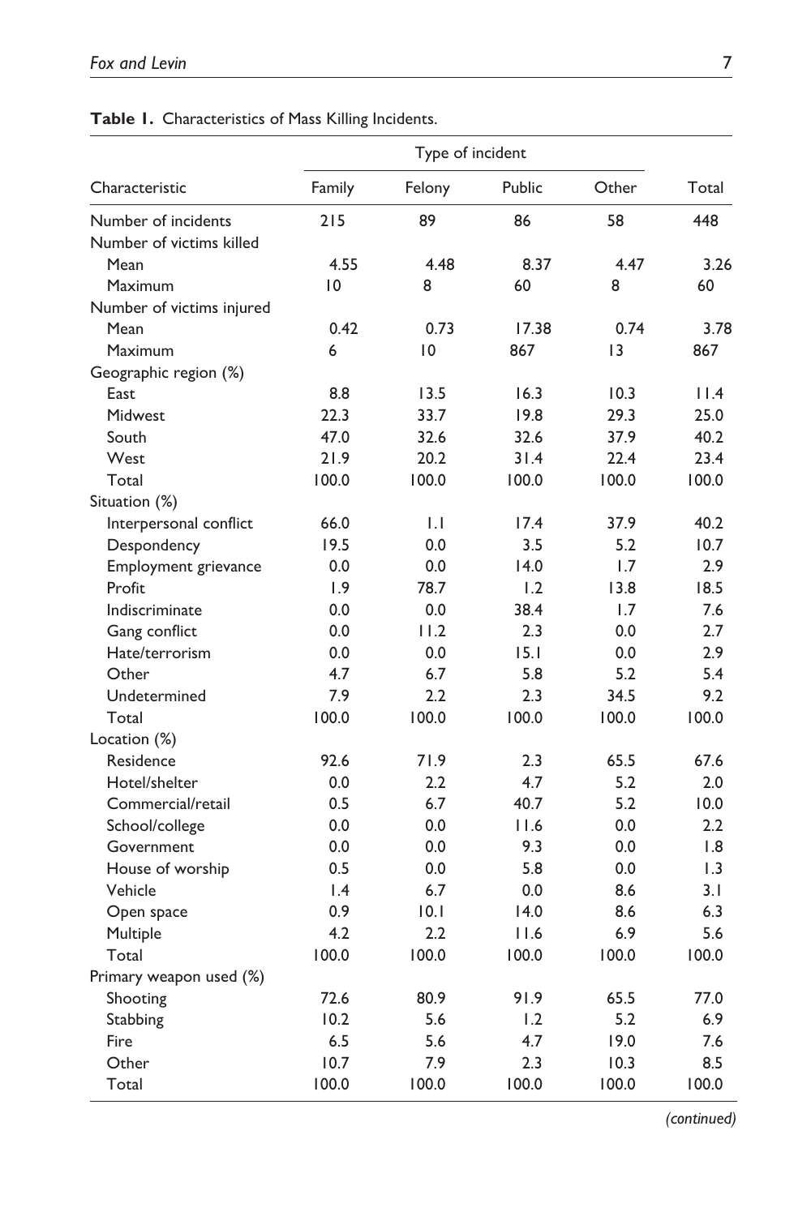**Table 1.** Characteristics of Mass Killing Incidents.

| Characteristic | Type of incident | | | | Total |
|---|---|---|---|---|---|
| | Family | Felony | Public | Other | |
| Number of incidents | 215 | 89 | 86 | 58 | 448 |
| Number of victims killed | | | | | |
| Mean | 4.55 | 4.48 | 8.37 | 4.47 | 3.26 |
| Maximum | 10 | 8 | 60 | 8 | 60 |
| Number of victims injured | | | | | |
| Mean | 0.42 | 0.73 | 17.38 | 0.74 | 3.78 |
| Maximum | 6 | 10 | 867 | 13 | 867 |
| Geographic region (%) | | | | | |
| East | 8.8 | 13.5 | 16.3 | 10.3 | 11.4 |
| Midwest | 22.3 | 33.7 | 19.8 | 29.3 | 25.0 |
| South | 47.0 | 32.6 | 32.6 | 37.9 | 40.2 |
| West | 21.9 | 20.2 | 31.4 | 22.4 | 23.4 |
| Total | 100.0 | 100.0 | 100.0 | 100.0 | 100.0 |
| Situation (%) | | | | | |
| Interpersonal conflict | 66.0 | 1.1 | 17.4 | 37.9 | 40.2 |
| Despondency | 19.5 | 0.0 | 3.5 | 5.2 | 10.7 |
| Employment grievance | 0.0 | 0.0 | 14.0 | 1.7 | 2.9 |
| Profit | 1.9 | 78.7 | 1.2 | 13.8 | 18.5 |
| Indiscriminate | 0.0 | 0.0 | 38.4 | 1.7 | 7.6 |
| Gang conflict | 0.0 | 11.2 | 2.3 | 0.0 | 2.7 |
| Hate/terrorism | 0.0 | 0.0 | 15.1 | 0.0 | 2.9 |
| Other | 4.7 | 6.7 | 5.8 | 5.2 | 5.4 |
| Undetermined | 7.9 | 2.2 | 2.3 | 34.5 | 9.2 |
| Total | 100.0 | 100.0 | 100.0 | 100.0 | 100.0 |
| Location (%) | | | | | |
| Residence | 92.6 | 71.9 | 2.3 | 65.5 | 67.6 |
| Hotel/shelter | 0.0 | 2.2 | 4.7 | 5.2 | 2.0 |
| Commercial/retail | 0.5 | 6.7 | 40.7 | 5.2 | 10.0 |
| School/college | 0.0 | 0.0 | 11.6 | 0.0 | 2.2 |
| Government | 0.0 | 0.0 | 9.3 | 0.0 | 1.8 |
| House of worship | 0.5 | 0.0 | 5.8 | 0.0 | 1.3 |
| Vehicle | 1.4 | 6.7 | 0.0 | 8.6 | 3.1 |
| Open space | 0.9 | 10.1 | 14.0 | 8.6 | 6.3 |
| Multiple | 4.2 | 2.2 | 11.6 | 6.9 | 5.6 |
| Total | 100.0 | 100.0 | 100.0 | 100.0 | 100.0 |
| Primary weapon used (%) | | | | | |
| Shooting | 72.6 | 80.9 | 91.9 | 65.5 | 77.0 |
| Stabbing | 10.2 | 5.6 | 1.2 | 5.2 | 6.9 |
| Fire | 6.5 | 5.6 | 4.7 | 19.0 | 7.6 |
| Other | 10.7 | 7.9 | 2.3 | 10.3 | 8.5 |
| Total | 100.0 | 100.0 | 100.0 | 100.0 | 100.0 |

*(continued)*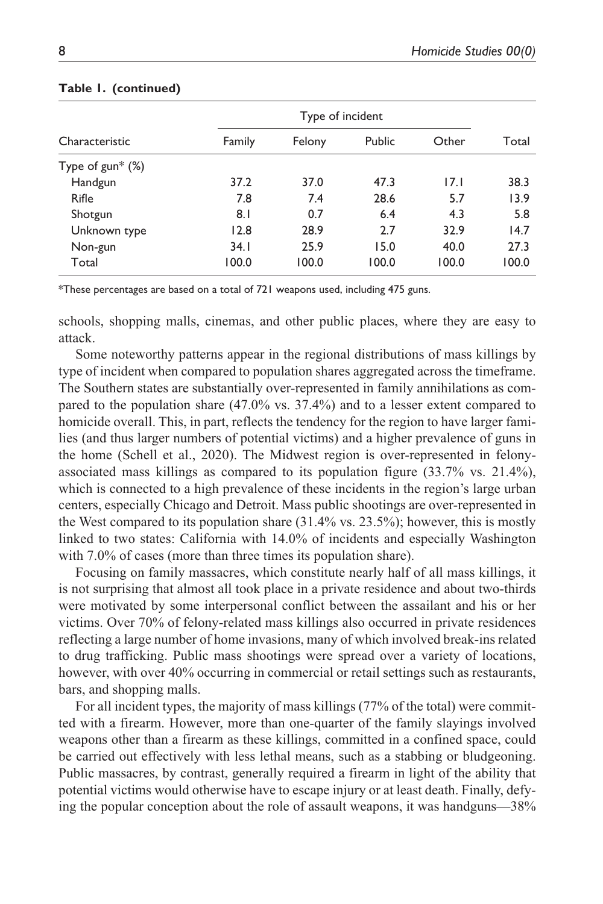**Table 1. (continued)**

| Characteristic | Type of incident | | | | Total |
|---|---|---|---|---|---|
| | Family | Felony | Public | Other | |
| Type of gun* (%) | | | | | |
| Handgun | 37.2 | 37.0 | 47.3 | 17.1 | 38.3 |
| Rifle | 7.8 | 7.4 | 28.6 | 5.7 | 13.9 |
| Shotgun | 8.1 | 0.7 | 6.4 | 4.3 | 5.8 |
| Unknown type | 12.8 | 28.9 | 2.7 | 32.9 | 14.7 |
| Non-gun | 34.1 | 25.9 | 15.0 | 40.0 | 27.3 |
| Total | 100.0 | 100.0 | 100.0 | 100.0 | 100.0 |

*These percentages are based on a total of 721 weapons used, including 475 guns.

schools, shopping malls, cinemas, and other public places, where they are easy to attack.

Some noteworthy patterns appear in the regional distributions of mass killings by type of incident when compared to population shares aggregated across the timeframe. The Southern states are substantially over-represented in family annihilations as compared to the population share (47.0% vs. 37.4%) and to a lesser extent compared to homicide overall. This, in part, reflects the tendency for the region to have larger families (and thus larger numbers of potential victims) and a higher prevalence of guns in the home (Schell et al., 2020). The Midwest region is over-represented in felony-associated mass killings as compared to its population figure (33.7% vs. 21.4%), which is connected to a high prevalence of these incidents in the region's large urban centers, especially Chicago and Detroit. Mass public shootings are over-represented in the West compared to its population share (31.4% vs. 23.5%); however, this is mostly linked to two states: California with 14.0% of incidents and especially Washington with 7.0% of cases (more than three times its population share).

Focusing on family massacres, which constitute nearly half of all mass killings, it is not surprising that almost all took place in a private residence and about two-thirds were motivated by some interpersonal conflict between the assailant and his or her victims. Over 70% of felony-related mass killings also occurred in private residences reflecting a large number of home invasions, many of which involved break-ins related to drug trafficking. Public mass shootings were spread over a variety of locations, however, with over 40% occurring in commercial or retail settings such as restaurants, bars, and shopping malls.

For all incident types, the majority of mass killings (77% of the total) were committed with a firearm. However, more than one-quarter of the family slayings involved weapons other than a firearm as these killings, committed in a confined space, could be carried out effectively with less lethal means, such as a stabbing or bludgeoning. Public massacres, by contrast, generally required a firearm in light of the ability that potential victims would otherwise have to escape injury or at least death. Finally, defying the popular conception about the role of assault weapons, it was handguns—38%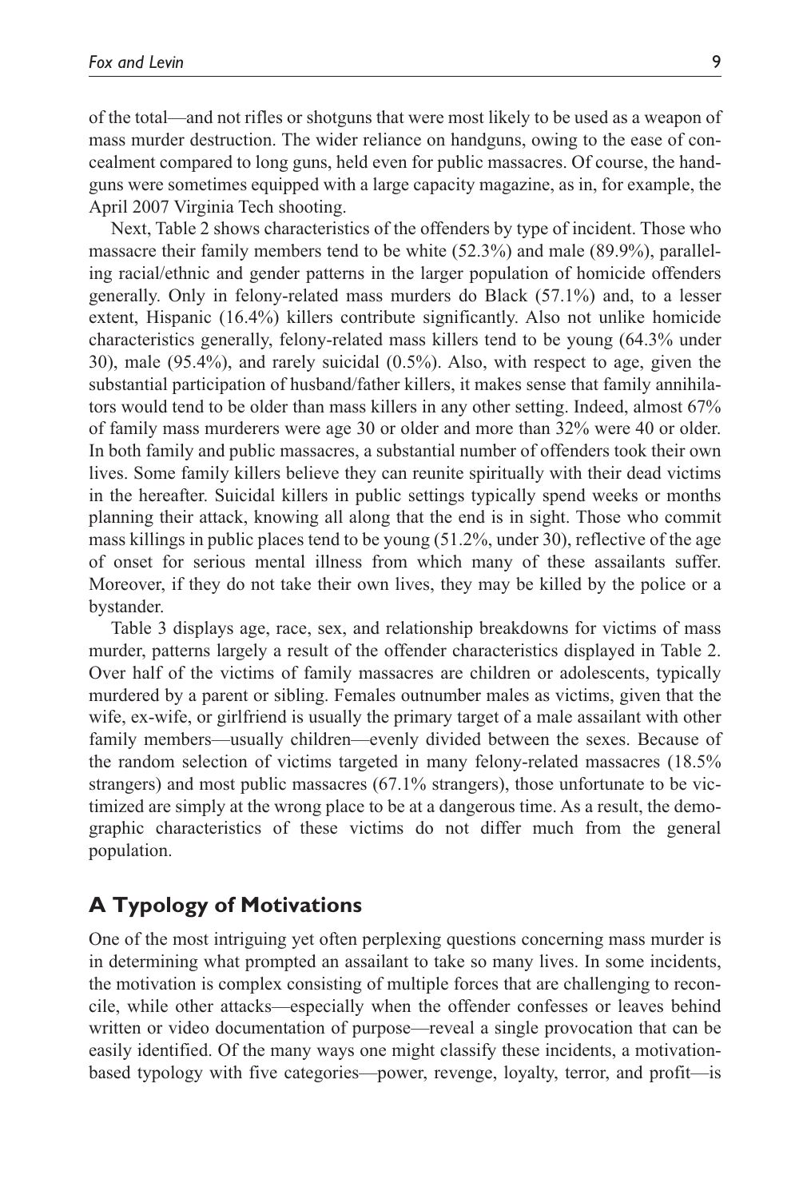of the total—and not rifles or shotguns that were most likely to be used as a weapon of mass murder destruction. The wider reliance on handguns, owing to the ease of concealment compared to long guns, held even for public massacres. Of course, the handguns were sometimes equipped with a large capacity magazine, as in, for example, the April 2007 Virginia Tech shooting.

Next, Table 2 shows characteristics of the offenders by type of incident. Those who massacre their family members tend to be white (52.3%) and male (89.9%), paralleling racial/ethnic and gender patterns in the larger population of homicide offenders generally. Only in felony-related mass murders do Black (57.1%) and, to a lesser extent, Hispanic (16.4%) killers contribute significantly. Also not unlike homicide characteristics generally, felony-related mass killers tend to be young (64.3% under 30), male (95.4%), and rarely suicidal (0.5%). Also, with respect to age, given the substantial participation of husband/father killers, it makes sense that family annihilators would tend to be older than mass killers in any other setting. Indeed, almost 67% of family mass murderers were age 30 or older and more than 32% were 40 or older. In both family and public massacres, a substantial number of offenders took their own lives. Some family killers believe they can reunite spiritually with their dead victims in the hereafter. Suicidal killers in public settings typically spend weeks or months planning their attack, knowing all along that the end is in sight. Those who commit mass killings in public places tend to be young (51.2%, under 30), reflective of the age of onset for serious mental illness from which many of these assailants suffer. Moreover, if they do not take their own lives, they may be killed by the police or a bystander.

Table 3 displays age, race, sex, and relationship breakdowns for victims of mass murder, patterns largely a result of the offender characteristics displayed in Table 2. Over half of the victims of family massacres are children or adolescents, typically murdered by a parent or sibling. Females outnumber males as victims, given that the wife, ex-wife, or girlfriend is usually the primary target of a male assailant with other family members—usually children—evenly divided between the sexes. Because of the random selection of victims targeted in many felony-related massacres (18.5% strangers) and most public massacres (67.1% strangers), those unfortunate to be victimized are simply at the wrong place to be at a dangerous time. As a result, the demographic characteristics of these victims do not differ much from the general population.

## A Typology of Motivations

One of the most intriguing yet often perplexing questions concerning mass murder is in determining what prompted an assailant to take so many lives. In some incidents, the motivation is complex consisting of multiple forces that are challenging to reconcile, while other attacks—especially when the offender confesses or leaves behind written or video documentation of purpose—reveal a single provocation that can be easily identified. Of the many ways one might classify these incidents, a motivation-based typology with five categories—power, revenge, loyalty, terror, and profit—is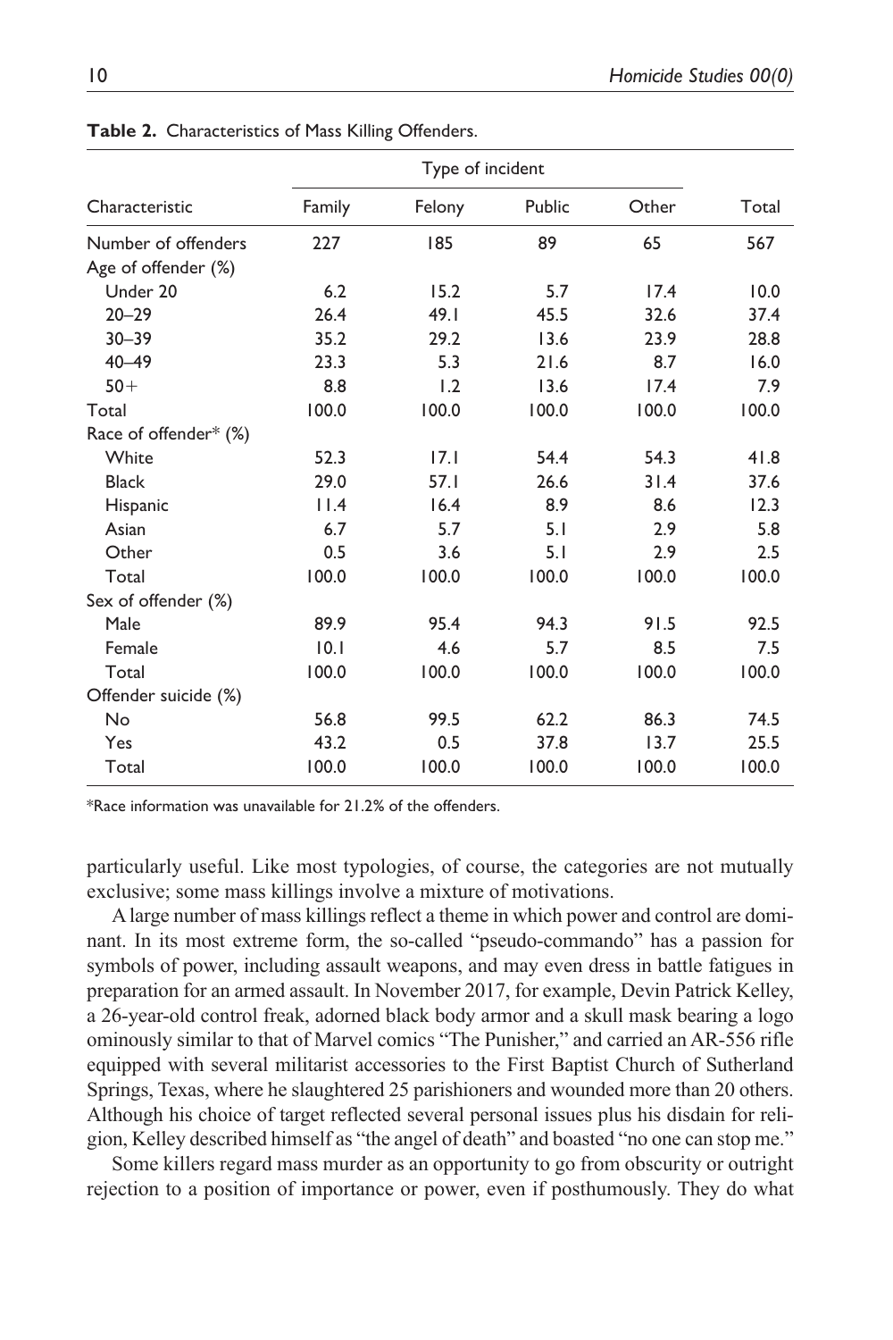**Table 2.** Characteristics of Mass Killing Offenders.

| Characteristic | Type of incident | | | | Total |
|---|---|---|---|---|---|
| | Family | Felony | Public | Other | |
| Number of offenders | 227 | 185 | 89 | 65 | 567 |
| Age of offender (%) | | | | | |
| Under 20 | 6.2 | 15.2 | 5.7 | 17.4 | 10.0 |
| 20–29 | 26.4 | 49.1 | 45.5 | 32.6 | 37.4 |
| 30–39 | 35.2 | 29.2 | 13.6 | 23.9 | 28.8 |
| 40–49 | 23.3 | 5.3 | 21.6 | 8.7 | 16.0 |
| 50+ | 8.8 | 1.2 | 13.6 | 17.4 | 7.9 |
| Total | 100.0 | 100.0 | 100.0 | 100.0 | 100.0 |
| Race of offender* (%) | | | | | |
| White | 52.3 | 17.1 | 54.4 | 54.3 | 41.8 |
| Black | 29.0 | 57.1 | 26.6 | 31.4 | 37.6 |
| Hispanic | 11.4 | 16.4 | 8.9 | 8.6 | 12.3 |
| Asian | 6.7 | 5.7 | 5.1 | 2.9 | 5.8 |
| Other | 0.5 | 3.6 | 5.1 | 2.9 | 2.5 |
| Total | 100.0 | 100.0 | 100.0 | 100.0 | 100.0 |
| Sex of offender (%) | | | | | |
| Male | 89.9 | 95.4 | 94.3 | 91.5 | 92.5 |
| Female | 10.1 | 4.6 | 5.7 | 8.5 | 7.5 |
| Total | 100.0 | 100.0 | 100.0 | 100.0 | 100.0 |
| Offender suicide (%) | | | | | |
| No | 56.8 | 99.5 | 62.2 | 86.3 | 74.5 |
| Yes | 43.2 | 0.5 | 37.8 | 13.7 | 25.5 |
| Total | 100.0 | 100.0 | 100.0 | 100.0 | 100.0 |

*Race information was unavailable for 21.2% of the offenders.

particularly useful. Like most typologies, of course, the categories are not mutually exclusive; some mass killings involve a mixture of motivations.

A large number of mass killings reflect a theme in which power and control are dominant. In its most extreme form, the so-called "pseudo-commando" has a passion for symbols of power, including assault weapons, and may even dress in battle fatigues in preparation for an armed assault. In November 2017, for example, Devin Patrick Kelley, a 26-year-old control freak, adorned black body armor and a skull mask bearing a logo ominously similar to that of Marvel comics "The Punisher," and carried an AR-556 rifle equipped with several militarist accessories to the First Baptist Church of Sutherland Springs, Texas, where he slaughtered 25 parishioners and wounded more than 20 others. Although his choice of target reflected several personal issues plus his disdain for religion, Kelley described himself as "the angel of death" and boasted "no one can stop me."

Some killers regard mass murder as an opportunity to go from obscurity or outright rejection to a position of importance or power, even if posthumously. They do what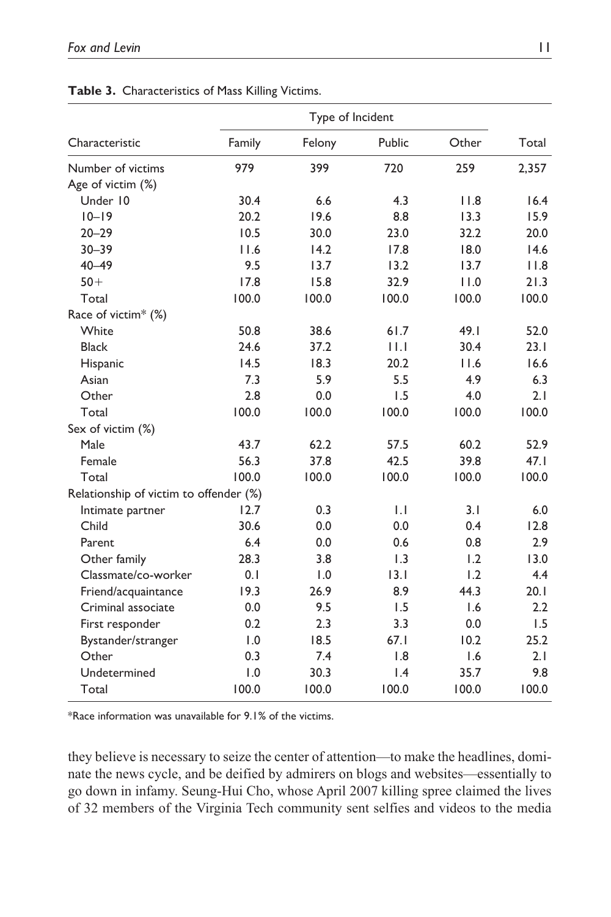**Table 3.** Characteristics of Mass Killing Victims.

| Characteristic | Type of Incident | | | | Total |
|---|---|---|---|---|---|
| | Family | Felony | Public | Other | |
| Number of victims | 979 | 399 | 720 | 259 | 2,357 |
| Age of victim (%) | | | | | |
| Under 10 | 30.4 | 6.6 | 4.3 | 11.8 | 16.4 |
| 10–19 | 20.2 | 19.6 | 8.8 | 13.3 | 15.9 |
| 20–29 | 10.5 | 30.0 | 23.0 | 32.2 | 20.0 |
| 30–39 | 11.6 | 14.2 | 17.8 | 18.0 | 14.6 |
| 40–49 | 9.5 | 13.7 | 13.2 | 13.7 | 11.8 |
| 50+ | 17.8 | 15.8 | 32.9 | 11.0 | 21.3 |
| Total | 100.0 | 100.0 | 100.0 | 100.0 | 100.0 |
| Race of victim* (%) | | | | | |
| White | 50.8 | 38.6 | 61.7 | 49.1 | 52.0 |
| Black | 24.6 | 37.2 | 11.1 | 30.4 | 23.1 |
| Hispanic | 14.5 | 18.3 | 20.2 | 11.6 | 16.6 |
| Asian | 7.3 | 5.9 | 5.5 | 4.9 | 6.3 |
| Other | 2.8 | 0.0 | 1.5 | 4.0 | 2.1 |
| Total | 100.0 | 100.0 | 100.0 | 100.0 | 100.0 |
| Sex of victim (%) | | | | | |
| Male | 43.7 | 62.2 | 57.5 | 60.2 | 52.9 |
| Female | 56.3 | 37.8 | 42.5 | 39.8 | 47.1 |
| Total | 100.0 | 100.0 | 100.0 | 100.0 | 100.0 |
| Relationship of victim to offender (%) | | | | | |
| Intimate partner | 12.7 | 0.3 | 1.1 | 3.1 | 6.0 |
| Child | 30.6 | 0.0 | 0.0 | 0.4 | 12.8 |
| Parent | 6.4 | 0.0 | 0.6 | 0.8 | 2.9 |
| Other family | 28.3 | 3.8 | 1.3 | 1.2 | 13.0 |
| Classmate/co-worker | 0.1 | 1.0 | 13.1 | 1.2 | 4.4 |
| Friend/acquaintance | 19.3 | 26.9 | 8.9 | 44.3 | 20.1 |
| Criminal associate | 0.0 | 9.5 | 1.5 | 1.6 | 2.2 |
| First responder | 0.2 | 2.3 | 3.3 | 0.0 | 1.5 |
| Bystander/stranger | 1.0 | 18.5 | 67.1 | 10.2 | 25.2 |
| Other | 0.3 | 7.4 | 1.8 | 1.6 | 2.1 |
| Undetermined | 1.0 | 30.3 | 1.4 | 35.7 | 9.8 |
| Total | 100.0 | 100.0 | 100.0 | 100.0 | 100.0 |

*Race information was unavailable for 9.1% of the victims.

they believe is necessary to seize the center of attention—to make the headlines, dominate the news cycle, and be deified by admirers on blogs and websites—essentially to go down in infamy. Seung-Hui Cho, whose April 2007 killing spree claimed the lives of 32 members of the Virginia Tech community sent selfies and videos to the media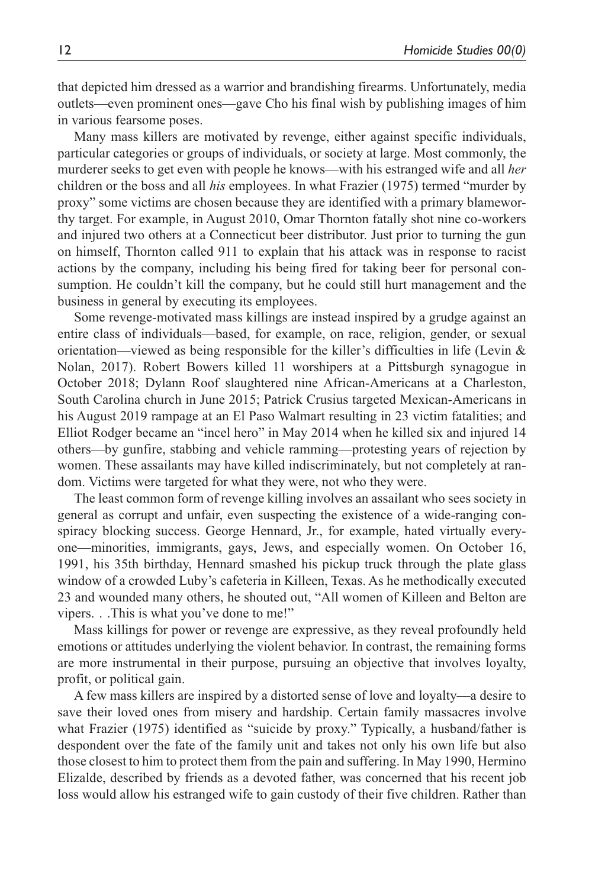that depicted him dressed as a warrior and brandishing firearms. Unfortunately, media outlets—even prominent ones—gave Cho his final wish by publishing images of him in various fearsome poses.

Many mass killers are motivated by revenge, either against specific individuals, particular categories or groups of individuals, or society at large. Most commonly, the murderer seeks to get even with people he knows—with his estranged wife and all *her* children or the boss and all *his* employees. In what Frazier (1975) termed "murder by proxy" some victims are chosen because they are identified with a primary blameworthy target. For example, in August 2010, Omar Thornton fatally shot nine co-workers and injured two others at a Connecticut beer distributor. Just prior to turning the gun on himself, Thornton called 911 to explain that his attack was in response to racist actions by the company, including his being fired for taking beer for personal consumption. He couldn't kill the company, but he could still hurt management and the business in general by executing its employees.

Some revenge-motivated mass killings are instead inspired by a grudge against an entire class of individuals—based, for example, on race, religion, gender, or sexual orientation—viewed as being responsible for the killer's difficulties in life (Levin & Nolan, 2017). Robert Bowers killed 11 worshipers at a Pittsburgh synagogue in October 2018; Dylann Roof slaughtered nine African-Americans at a Charleston, South Carolina church in June 2015; Patrick Crusius targeted Mexican-Americans in his August 2019 rampage at an El Paso Walmart resulting in 23 victim fatalities; and Elliot Rodger became an "incel hero" in May 2014 when he killed six and injured 14 others—by gunfire, stabbing and vehicle ramming—protesting years of rejection by women. These assailants may have killed indiscriminately, but not completely at random. Victims were targeted for what they were, not who they were.

The least common form of revenge killing involves an assailant who sees society in general as corrupt and unfair, even suspecting the existence of a wide-ranging conspiracy blocking success. George Hennard, Jr., for example, hated virtually everyone—minorities, immigrants, gays, Jews, and especially women. On October 16, 1991, his 35th birthday, Hennard smashed his pickup truck through the plate glass window of a crowded Luby's cafeteria in Killeen, Texas. As he methodically executed 23 and wounded many others, he shouted out, "All women of Killeen and Belton are vipers. . .This is what you've done to me!"

Mass killings for power or revenge are expressive, as they reveal profoundly held emotions or attitudes underlying the violent behavior. In contrast, the remaining forms are more instrumental in their purpose, pursuing an objective that involves loyalty, profit, or political gain.

A few mass killers are inspired by a distorted sense of love and loyalty—a desire to save their loved ones from misery and hardship. Certain family massacres involve what Frazier (1975) identified as "suicide by proxy." Typically, a husband/father is despondent over the fate of the family unit and takes not only his own life but also those closest to him to protect them from the pain and suffering. In May 1990, Hermino Elizalde, described by friends as a devoted father, was concerned that his recent job loss would allow his estranged wife to gain custody of their five children. Rather than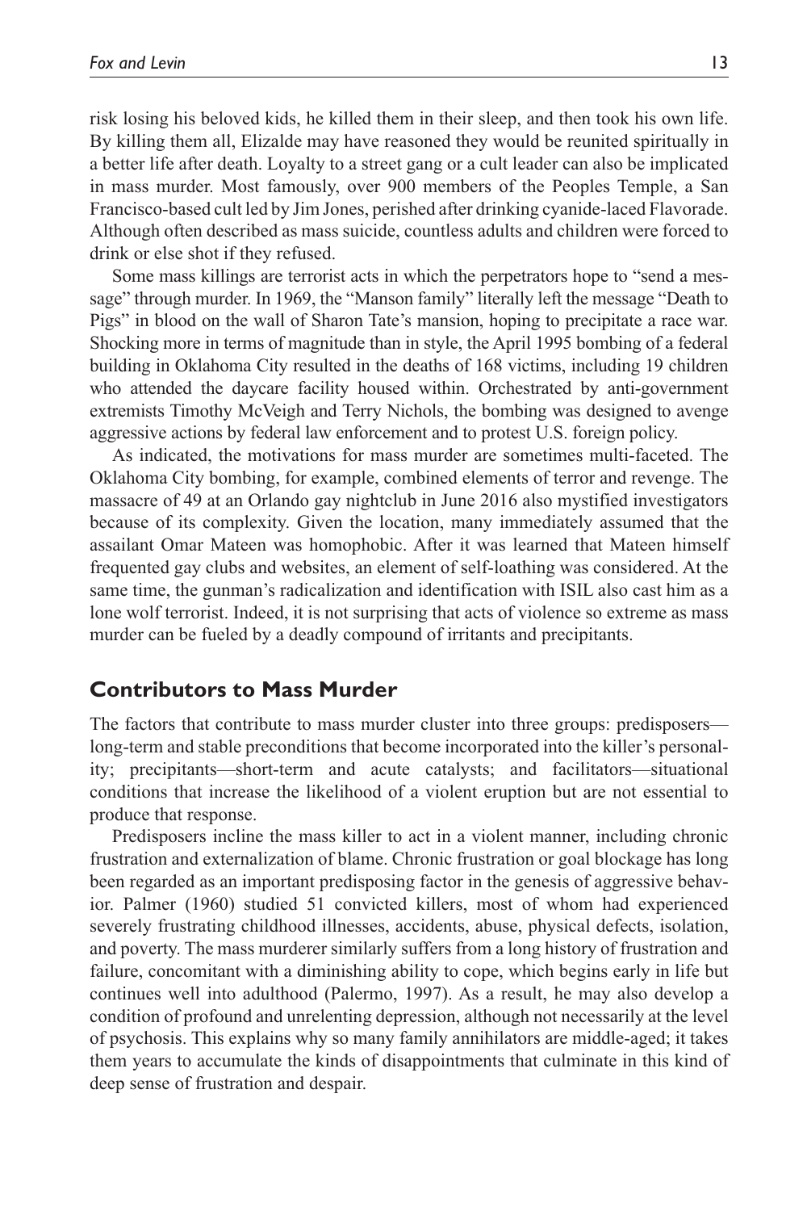risk losing his beloved kids, he killed them in their sleep, and then took his own life. By killing them all, Elizalde may have reasoned they would be reunited spiritually in a better life after death. Loyalty to a street gang or a cult leader can also be implicated in mass murder. Most famously, over 900 members of the Peoples Temple, a San Francisco-based cult led by Jim Jones, perished after drinking cyanide-laced Flavorade. Although often described as mass suicide, countless adults and children were forced to drink or else shot if they refused.

Some mass killings are terrorist acts in which the perpetrators hope to "send a message" through murder. In 1969, the "Manson family" literally left the message "Death to Pigs" in blood on the wall of Sharon Tate's mansion, hoping to precipitate a race war. Shocking more in terms of magnitude than in style, the April 1995 bombing of a federal building in Oklahoma City resulted in the deaths of 168 victims, including 19 children who attended the daycare facility housed within. Orchestrated by anti-government extremists Timothy McVeigh and Terry Nichols, the bombing was designed to avenge aggressive actions by federal law enforcement and to protest U.S. foreign policy.

As indicated, the motivations for mass murder are sometimes multi-faceted. The Oklahoma City bombing, for example, combined elements of terror and revenge. The massacre of 49 at an Orlando gay nightclub in June 2016 also mystified investigators because of its complexity. Given the location, many immediately assumed that the assailant Omar Mateen was homophobic. After it was learned that Mateen himself frequented gay clubs and websites, an element of self-loathing was considered. At the same time, the gunman's radicalization and identification with ISIL also cast him as a lone wolf terrorist. Indeed, it is not surprising that acts of violence so extreme as mass murder can be fueled by a deadly compound of irritants and precipitants.

## Contributors to Mass Murder

The factors that contribute to mass murder cluster into three groups: predisposers—long-term and stable preconditions that become incorporated into the killer's personality; precipitants—short-term and acute catalysts; and facilitators—situational conditions that increase the likelihood of a violent eruption but are not essential to produce that response.

Predisposers incline the mass killer to act in a violent manner, including chronic frustration and externalization of blame. Chronic frustration or goal blockage has long been regarded as an important predisposing factor in the genesis of aggressive behavior. Palmer (1960) studied 51 convicted killers, most of whom had experienced severely frustrating childhood illnesses, accidents, abuse, physical defects, isolation, and poverty. The mass murderer similarly suffers from a long history of frustration and failure, concomitant with a diminishing ability to cope, which begins early in life but continues well into adulthood (Palermo, 1997). As a result, he may also develop a condition of profound and unrelenting depression, although not necessarily at the level of psychosis. This explains why so many family annihilators are middle-aged; it takes them years to accumulate the kinds of disappointments that culminate in this kind of deep sense of frustration and despair.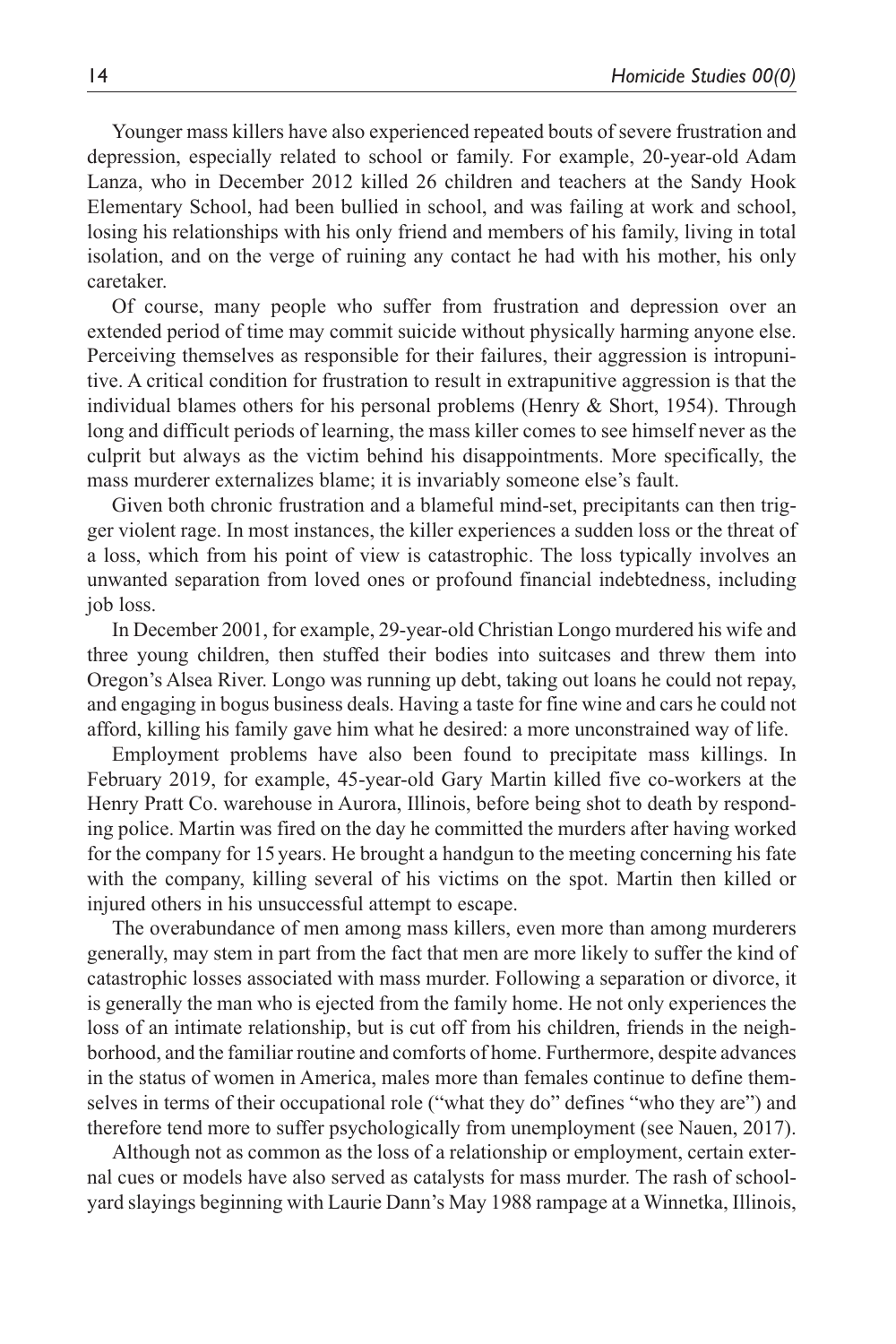Younger mass killers have also experienced repeated bouts of severe frustration and depression, especially related to school or family. For example, 20-year-old Adam Lanza, who in December 2012 killed 26 children and teachers at the Sandy Hook Elementary School, had been bullied in school, and was failing at work and school, losing his relationships with his only friend and members of his family, living in total isolation, and on the verge of ruining any contact he had with his mother, his only caretaker.

Of course, many people who suffer from frustration and depression over an extended period of time may commit suicide without physically harming anyone else. Perceiving themselves as responsible for their failures, their aggression is intropunitive. A critical condition for frustration to result in extrapunitive aggression is that the individual blames others for his personal problems (Henry & Short, 1954). Through long and difficult periods of learning, the mass killer comes to see himself never as the culprit but always as the victim behind his disappointments. More specifically, the mass murderer externalizes blame; it is invariably someone else's fault.

Given both chronic frustration and a blameful mind-set, precipitants can then trigger violent rage. In most instances, the killer experiences a sudden loss or the threat of a loss, which from his point of view is catastrophic. The loss typically involves an unwanted separation from loved ones or profound financial indebtedness, including job loss.

In December 2001, for example, 29-year-old Christian Longo murdered his wife and three young children, then stuffed their bodies into suitcases and threw them into Oregon's Alsea River. Longo was running up debt, taking out loans he could not repay, and engaging in bogus business deals. Having a taste for fine wine and cars he could not afford, killing his family gave him what he desired: a more unconstrained way of life.

Employment problems have also been found to precipitate mass killings. In February 2019, for example, 45-year-old Gary Martin killed five co-workers at the Henry Pratt Co. warehouse in Aurora, Illinois, before being shot to death by responding police. Martin was fired on the day he committed the murders after having worked for the company for 15 years. He brought a handgun to the meeting concerning his fate with the company, killing several of his victims on the spot. Martin then killed or injured others in his unsuccessful attempt to escape.

The overabundance of men among mass killers, even more than among murderers generally, may stem in part from the fact that men are more likely to suffer the kind of catastrophic losses associated with mass murder. Following a separation or divorce, it is generally the man who is ejected from the family home. He not only experiences the loss of an intimate relationship, but is cut off from his children, friends in the neighborhood, and the familiar routine and comforts of home. Furthermore, despite advances in the status of women in America, males more than females continue to define themselves in terms of their occupational role ("what they do" defines "who they are") and therefore tend more to suffer psychologically from unemployment (see Nauen, 2017).

Although not as common as the loss of a relationship or employment, certain external cues or models have also served as catalysts for mass murder. The rash of schoolyard slayings beginning with Laurie Dann's May 1988 rampage at a Winnetka, Illinois,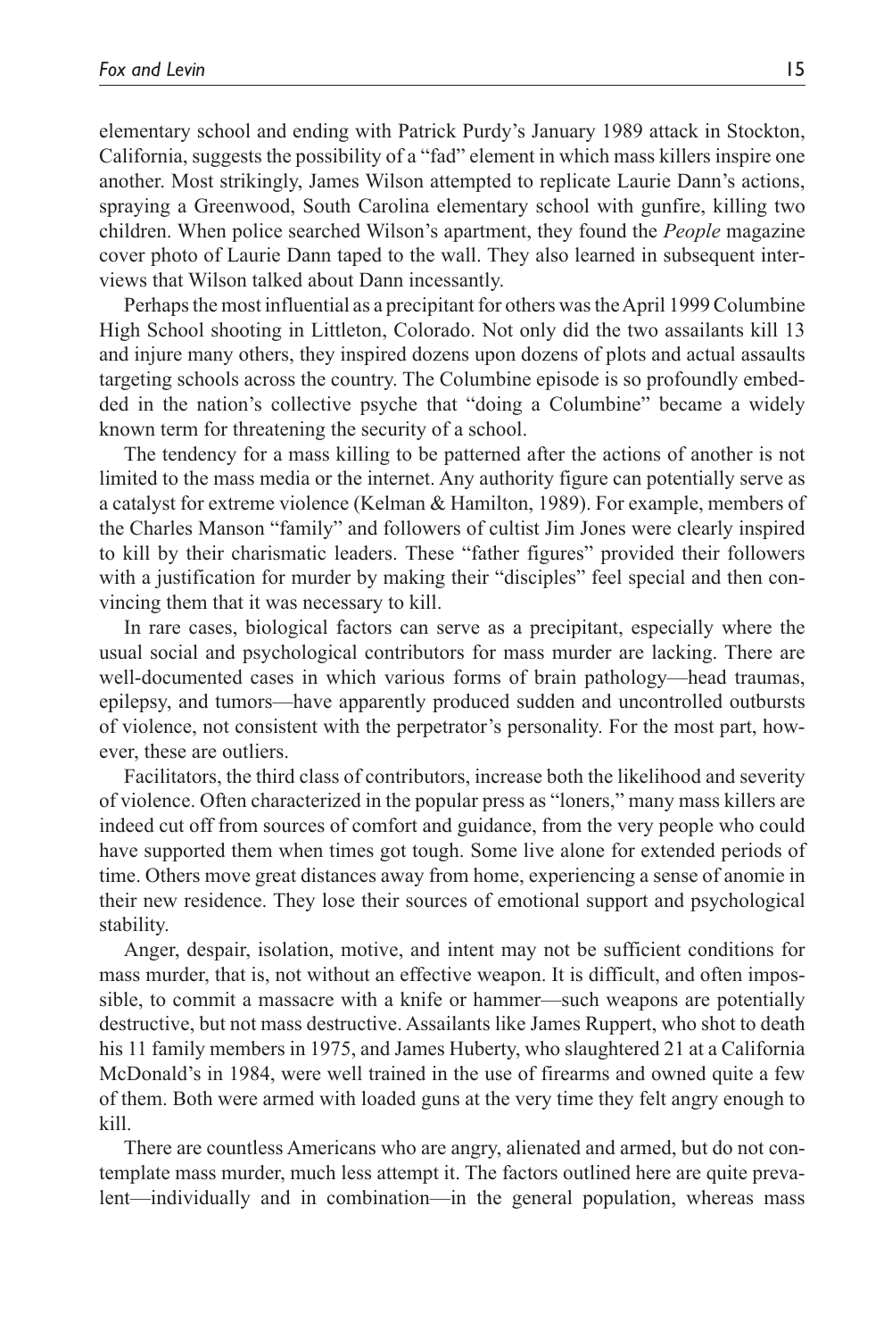elementary school and ending with Patrick Purdy's January 1989 attack in Stockton, California, suggests the possibility of a "fad" element in which mass killers inspire one another. Most strikingly, James Wilson attempted to replicate Laurie Dann's actions, spraying a Greenwood, South Carolina elementary school with gunfire, killing two children. When police searched Wilson's apartment, they found the *People* magazine cover photo of Laurie Dann taped to the wall. They also learned in subsequent interviews that Wilson talked about Dann incessantly.

Perhaps the most influential as a precipitant for others was the April 1999 Columbine High School shooting in Littleton, Colorado. Not only did the two assailants kill 13 and injure many others, they inspired dozens upon dozens of plots and actual assaults targeting schools across the country. The Columbine episode is so profoundly embedded in the nation's collective psyche that "doing a Columbine" became a widely known term for threatening the security of a school.

The tendency for a mass killing to be patterned after the actions of another is not limited to the mass media or the internet. Any authority figure can potentially serve as a catalyst for extreme violence (Kelman & Hamilton, 1989). For example, members of the Charles Manson "family" and followers of cultist Jim Jones were clearly inspired to kill by their charismatic leaders. These "father figures" provided their followers with a justification for murder by making their "disciples" feel special and then convincing them that it was necessary to kill.

In rare cases, biological factors can serve as a precipitant, especially where the usual social and psychological contributors for mass murder are lacking. There are well-documented cases in which various forms of brain pathology—head traumas, epilepsy, and tumors—have apparently produced sudden and uncontrolled outbursts of violence, not consistent with the perpetrator's personality. For the most part, however, these are outliers.

Facilitators, the third class of contributors, increase both the likelihood and severity of violence. Often characterized in the popular press as "loners," many mass killers are indeed cut off from sources of comfort and guidance, from the very people who could have supported them when times got tough. Some live alone for extended periods of time. Others move great distances away from home, experiencing a sense of anomie in their new residence. They lose their sources of emotional support and psychological stability.

Anger, despair, isolation, motive, and intent may not be sufficient conditions for mass murder, that is, not without an effective weapon. It is difficult, and often impossible, to commit a massacre with a knife or hammer—such weapons are potentially destructive, but not mass destructive. Assailants like James Ruppert, who shot to death his 11 family members in 1975, and James Huberty, who slaughtered 21 at a California McDonald's in 1984, were well trained in the use of firearms and owned quite a few of them. Both were armed with loaded guns at the very time they felt angry enough to kill.

There are countless Americans who are angry, alienated and armed, but do not contemplate mass murder, much less attempt it. The factors outlined here are quite prevalent—individually and in combination—in the general population, whereas mass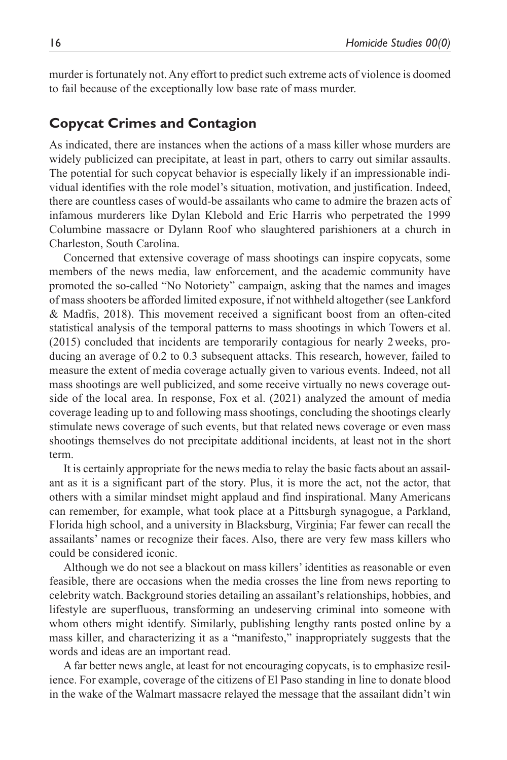murder is fortunately not. Any effort to predict such extreme acts of violence is doomed to fail because of the exceptionally low base rate of mass murder.

## Copycat Crimes and Contagion

As indicated, there are instances when the actions of a mass killer whose murders are widely publicized can precipitate, at least in part, others to carry out similar assaults. The potential for such copycat behavior is especially likely if an impressionable individual identifies with the role model's situation, motivation, and justification. Indeed, there are countless cases of would-be assailants who came to admire the brazen acts of infamous murderers like Dylan Klebold and Eric Harris who perpetrated the 1999 Columbine massacre or Dylann Roof who slaughtered parishioners at a church in Charleston, South Carolina.

Concerned that extensive coverage of mass shootings can inspire copycats, some members of the news media, law enforcement, and the academic community have promoted the so-called "No Notoriety" campaign, asking that the names and images of mass shooters be afforded limited exposure, if not withheld altogether (see Lankford & Madfis, 2018). This movement received a significant boost from an often-cited statistical analysis of the temporal patterns to mass shootings in which Towers et al. (2015) concluded that incidents are temporarily contagious for nearly 2 weeks, producing an average of 0.2 to 0.3 subsequent attacks. This research, however, failed to measure the extent of media coverage actually given to various events. Indeed, not all mass shootings are well publicized, and some receive virtually no news coverage outside of the local area. In response, Fox et al. (2021) analyzed the amount of media coverage leading up to and following mass shootings, concluding the shootings clearly stimulate news coverage of such events, but that related news coverage or even mass shootings themselves do not precipitate additional incidents, at least not in the short term.

It is certainly appropriate for the news media to relay the basic facts about an assailant as it is a significant part of the story. Plus, it is more the act, not the actor, that others with a similar mindset might applaud and find inspirational. Many Americans can remember, for example, what took place at a Pittsburgh synagogue, a Parkland, Florida high school, and a university in Blacksburg, Virginia; Far fewer can recall the assailants' names or recognize their faces. Also, there are very few mass killers who could be considered iconic.

Although we do not see a blackout on mass killers' identities as reasonable or even feasible, there are occasions when the media crosses the line from news reporting to celebrity watch. Background stories detailing an assailant's relationships, hobbies, and lifestyle are superfluous, transforming an undeserving criminal into someone with whom others might identify. Similarly, publishing lengthy rants posted online by a mass killer, and characterizing it as a "manifesto," inappropriately suggests that the words and ideas are an important read.

A far better news angle, at least for not encouraging copycats, is to emphasize resilience. For example, coverage of the citizens of El Paso standing in line to donate blood in the wake of the Walmart massacre relayed the message that the assailant didn't win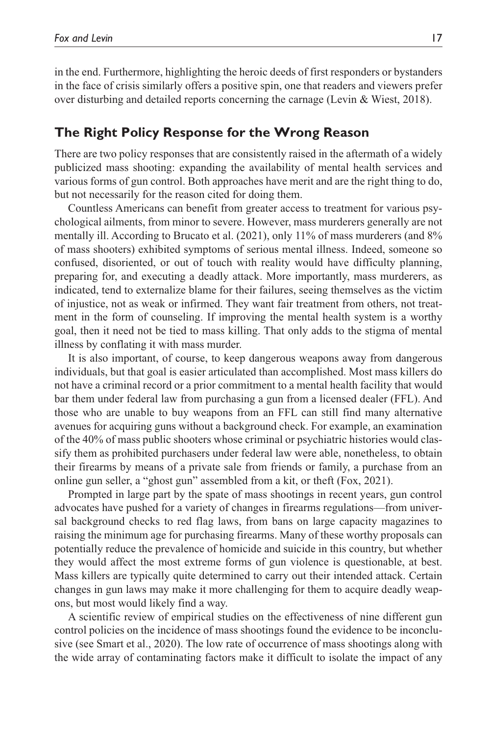in the end. Furthermore, highlighting the heroic deeds of first responders or bystanders in the face of crisis similarly offers a positive spin, one that readers and viewers prefer over disturbing and detailed reports concerning the carnage (Levin & Wiest, 2018).

## The Right Policy Response for the Wrong Reason

There are two policy responses that are consistently raised in the aftermath of a widely publicized mass shooting: expanding the availability of mental health services and various forms of gun control. Both approaches have merit and are the right thing to do, but not necessarily for the reason cited for doing them.

Countless Americans can benefit from greater access to treatment for various psychological ailments, from minor to severe. However, mass murderers generally are not mentally ill. According to Brucato et al. (2021), only 11% of mass murderers (and 8% of mass shooters) exhibited symptoms of serious mental illness. Indeed, someone so confused, disoriented, or out of touch with reality would have difficulty planning, preparing for, and executing a deadly attack. More importantly, mass murderers, as indicated, tend to externalize blame for their failures, seeing themselves as the victim of injustice, not as weak or infirmed. They want fair treatment from others, not treatment in the form of counseling. If improving the mental health system is a worthy goal, then it need not be tied to mass killing. That only adds to the stigma of mental illness by conflating it with mass murder.

It is also important, of course, to keep dangerous weapons away from dangerous individuals, but that goal is easier articulated than accomplished. Most mass killers do not have a criminal record or a prior commitment to a mental health facility that would bar them under federal law from purchasing a gun from a licensed dealer (FFL). And those who are unable to buy weapons from an FFL can still find many alternative avenues for acquiring guns without a background check. For example, an examination of the 40% of mass public shooters whose criminal or psychiatric histories would classify them as prohibited purchasers under federal law were able, nonetheless, to obtain their firearms by means of a private sale from friends or family, a purchase from an online gun seller, a "ghost gun" assembled from a kit, or theft (Fox, 2021).

Prompted in large part by the spate of mass shootings in recent years, gun control advocates have pushed for a variety of changes in firearms regulations—from universal background checks to red flag laws, from bans on large capacity magazines to raising the minimum age for purchasing firearms. Many of these worthy proposals can potentially reduce the prevalence of homicide and suicide in this country, but whether they would affect the most extreme forms of gun violence is questionable, at best. Mass killers are typically quite determined to carry out their intended attack. Certain changes in gun laws may make it more challenging for them to acquire deadly weapons, but most would likely find a way.

A scientific review of empirical studies on the effectiveness of nine different gun control policies on the incidence of mass shootings found the evidence to be inconclusive (see Smart et al., 2020). The low rate of occurrence of mass shootings along with the wide array of contaminating factors make it difficult to isolate the impact of any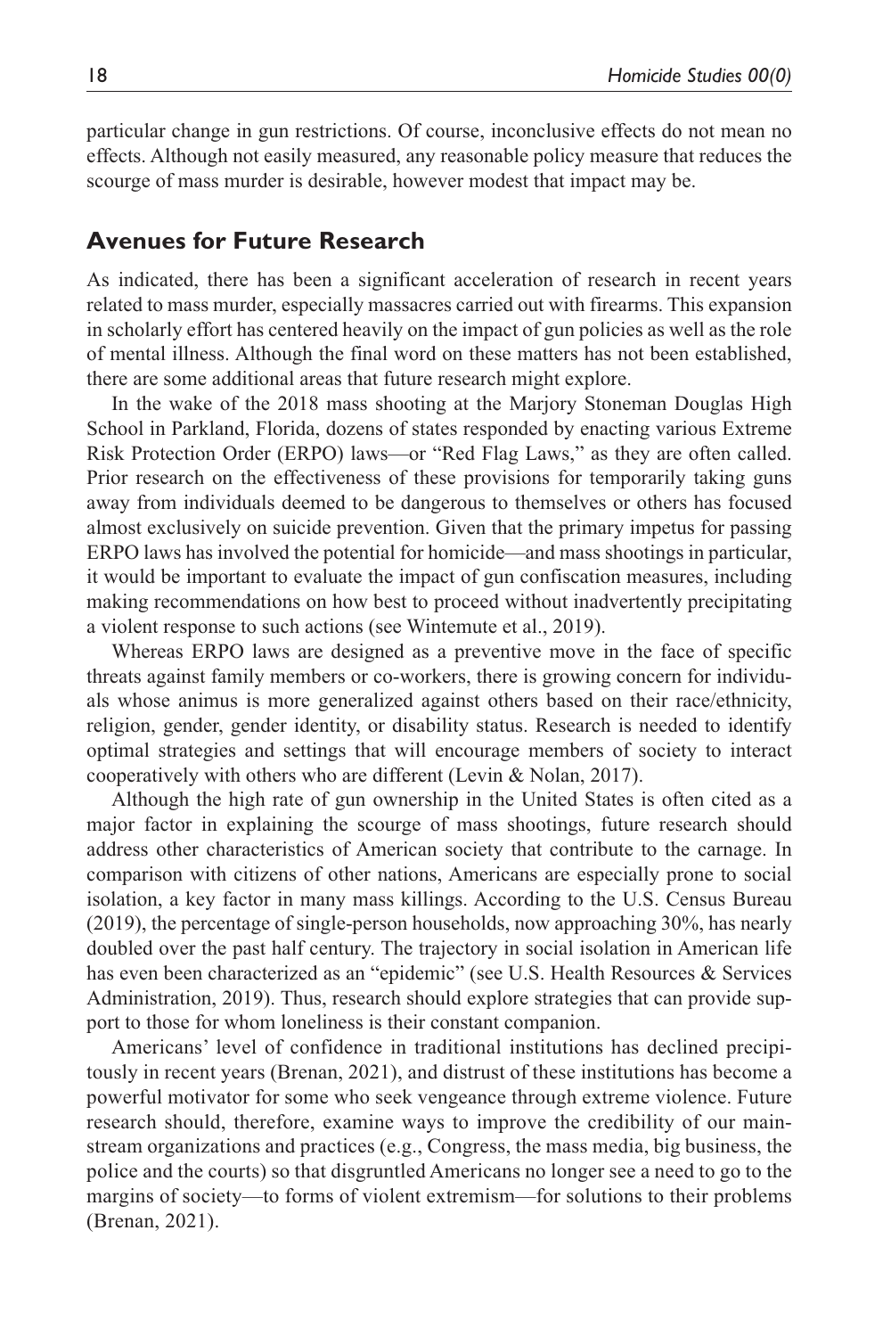particular change in gun restrictions. Of course, inconclusive effects do not mean no effects. Although not easily measured, any reasonable policy measure that reduces the scourge of mass murder is desirable, however modest that impact may be.

## Avenues for Future Research

As indicated, there has been a significant acceleration of research in recent years related to mass murder, especially massacres carried out with firearms. This expansion in scholarly effort has centered heavily on the impact of gun policies as well as the role of mental illness. Although the final word on these matters has not been established, there are some additional areas that future research might explore.

In the wake of the 2018 mass shooting at the Marjory Stoneman Douglas High School in Parkland, Florida, dozens of states responded by enacting various Extreme Risk Protection Order (ERPO) laws—or "Red Flag Laws," as they are often called. Prior research on the effectiveness of these provisions for temporarily taking guns away from individuals deemed to be dangerous to themselves or others has focused almost exclusively on suicide prevention. Given that the primary impetus for passing ERPO laws has involved the potential for homicide—and mass shootings in particular, it would be important to evaluate the impact of gun confiscation measures, including making recommendations on how best to proceed without inadvertently precipitating a violent response to such actions (see Wintemute et al., 2019).

Whereas ERPO laws are designed as a preventive move in the face of specific threats against family members or co-workers, there is growing concern for individuals whose animus is more generalized against others based on their race/ethnicity, religion, gender, gender identity, or disability status. Research is needed to identify optimal strategies and settings that will encourage members of society to interact cooperatively with others who are different (Levin & Nolan, 2017).

Although the high rate of gun ownership in the United States is often cited as a major factor in explaining the scourge of mass shootings, future research should address other characteristics of American society that contribute to the carnage. In comparison with citizens of other nations, Americans are especially prone to social isolation, a key factor in many mass killings. According to the U.S. Census Bureau (2019), the percentage of single-person households, now approaching 30%, has nearly doubled over the past half century. The trajectory in social isolation in American life has even been characterized as an "epidemic" (see U.S. Health Resources & Services Administration, 2019). Thus, research should explore strategies that can provide support to those for whom loneliness is their constant companion.

Americans' level of confidence in traditional institutions has declined precipitously in recent years (Brenan, 2021), and distrust of these institutions has become a powerful motivator for some who seek vengeance through extreme violence. Future research should, therefore, examine ways to improve the credibility of our mainstream organizations and practices (e.g., Congress, the mass media, big business, the police and the courts) so that disgruntled Americans no longer see a need to go to the margins of society—to forms of violent extremism—for solutions to their problems (Brenan, 2021).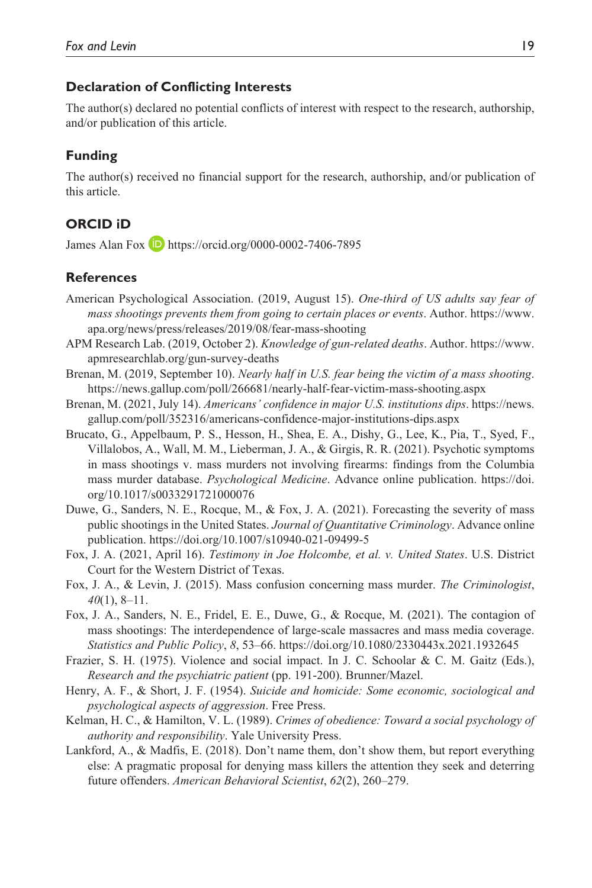## Declaration of Conflicting Interests

The author(s) declared no potential conflicts of interest with respect to the research, authorship, and/or publication of this article.

## Funding

The author(s) received no financial support for the research, authorship, and/or publication of this article.

## ORCID iD

James Alan Fox https://orcid.org/0000-0002-7406-7895

## References

American Psychological Association. (2019, August 15). *One-third of US adults say fear of mass shootings prevents them from going to certain places or events*. Author. https://www.apa.org/news/press/releases/2019/08/fear-mass-shooting

APM Research Lab. (2019, October 2). *Knowledge of gun-related deaths*. Author. https://www.apmresearchlab.org/gun-survey-deaths

Brenan, M. (2019, September 10). *Nearly half in U.S. fear being the victim of a mass shooting*. https://news.gallup.com/poll/266681/nearly-half-fear-victim-mass-shooting.aspx

Brenan, M. (2021, July 14). *Americans' confidence in major U.S. institutions dips*. https://news.gallup.com/poll/352316/americans-confidence-major-institutions-dips.aspx

Brucato, G., Appelbaum, P. S., Hesson, H., Shea, E. A., Dishy, G., Lee, K., Pia, T., Syed, F., Villalobos, A., Wall, M. M., Lieberman, J. A., & Girgis, R. R. (2021). Psychotic symptoms in mass shootings v. mass murders not involving firearms: findings from the Columbia mass murder database. *Psychological Medicine*. Advance online publication. https://doi.org/10.1017/s0033291721000076

Duwe, G., Sanders, N. E., Rocque, M., & Fox, J. A. (2021). Forecasting the severity of mass public shootings in the United States. *Journal of Quantitative Criminology*. Advance online publication. https://doi.org/10.1007/s10940-021-09499-5

Fox, J. A. (2021, April 16). *Testimony in Joe Holcombe, et al. v. United States*. U.S. District Court for the Western District of Texas.

Fox, J. A., & Levin, J. (2015). Mass confusion concerning mass murder. *The Criminologist*, *40*(1), 8–11.

Fox, J. A., Sanders, N. E., Fridel, E. E., Duwe, G., & Rocque, M. (2021). The contagion of mass shootings: The interdependence of large-scale massacres and mass media coverage. *Statistics and Public Policy*, *8*, 53–66. https://doi.org/10.1080/2330443x.2021.1932645

Frazier, S. H. (1975). Violence and social impact. In J. C. Schoolar & C. M. Gaitz (Eds.), *Research and the psychiatric patient* (pp. 191-200). Brunner/Mazel.

Henry, A. F., & Short, J. F. (1954). *Suicide and homicide: Some economic, sociological and psychological aspects of aggression*. Free Press.

Kelman, H. C., & Hamilton, V. L. (1989). *Crimes of obedience: Toward a social psychology of authority and responsibility*. Yale University Press.

Lankford, A., & Madfis, E. (2018). Don't name them, don't show them, but report everything else: A pragmatic proposal for denying mass killers the attention they seek and deterring future offenders. *American Behavioral Scientist*, *62*(2), 260–279.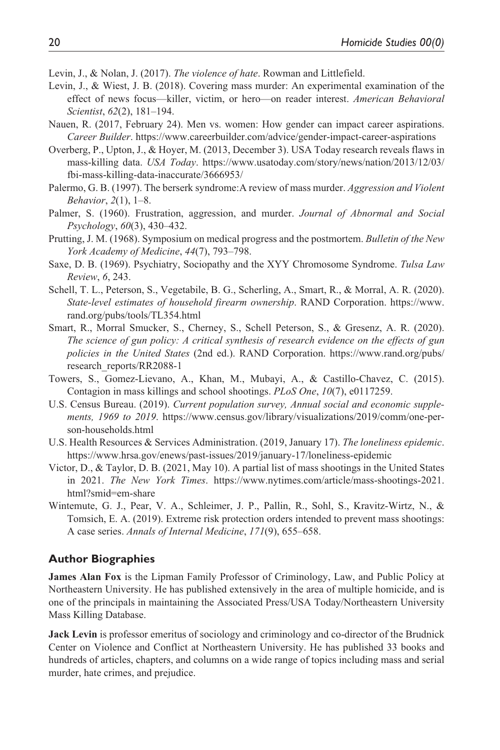Levin, J., & Nolan, J. (2017). *The violence of hate*. Rowman and Littlefield.

Levin, J., & Wiest, J. B. (2018). Covering mass murder: An experimental examination of the effect of news focus—killer, victim, or hero—on reader interest. *American Behavioral Scientist*, *62*(2), 181–194.

Nauen, R. (2017, February 24). Men vs. women: How gender can impact career aspirations. *Career Builder*. https://www.careerbuilder.com/advice/gender-impact-career-aspirations

Overberg, P., Upton, J., & Hoyer, M. (2013, December 3). USA Today research reveals flaws in mass-killing data. *USA Today*. https://www.usatoday.com/story/news/nation/2013/12/03/fbi-mass-killing-data-inaccurate/3666953/

Palermo, G. B. (1997). The berserk syndrome:A review of mass murder. *Aggression and Violent Behavior*, *2*(1), 1–8.

Palmer, S. (1960). Frustration, aggression, and murder. *Journal of Abnormal and Social Psychology*, *60*(3), 430–432.

Prutting, J. M. (1968). Symposium on medical progress and the postmortem. *Bulletin of the New York Academy of Medicine*, *44*(7), 793–798.

Saxe, D. B. (1969). Psychiatry, Sociopathy and the XYY Chromosome Syndrome. *Tulsa Law Review*, *6*, 243.

Schell, T. L., Peterson, S., Vegetabile, B. G., Scherling, A., Smart, R., & Morral, A. R. (2020). *State-level estimates of household firearm ownership*. RAND Corporation. https://www.rand.org/pubs/tools/TL354.html

Smart, R., Morral Smucker, S., Cherney, S., Schell Peterson, S., & Gresenz, A. R. (2020). *The science of gun policy: A critical synthesis of research evidence on the effects of gun policies in the United States* (2nd ed.). RAND Corporation. https://www.rand.org/pubs/research_reports/RR2088-1

Towers, S., Gomez-Lievano, A., Khan, M., Mubayi, A., & Castillo-Chavez, C. (2015). Contagion in mass killings and school shootings. *PLoS One*, *10*(7), e0117259.

U.S. Census Bureau. (2019). *Current population survey, Annual social and economic supplements, 1969 to 2019*. https://www.census.gov/library/visualizations/2019/comm/one-person-households.html

U.S. Health Resources & Services Administration. (2019, January 17). *The loneliness epidemic*. https://www.hrsa.gov/enews/past-issues/2019/january-17/loneliness-epidemic

Victor, D., & Taylor, D. B. (2021, May 10). A partial list of mass shootings in the United States in 2021. *The New York Times*. https://www.nytimes.com/article/mass-shootings-2021.html?smid=em-share

Wintemute, G. J., Pear, V. A., Schleimer, J. P., Pallin, R., Sohl, S., Kravitz-Wirtz, N., & Tomsich, E. A. (2019). Extreme risk protection orders intended to prevent mass shootings: A case series. *Annals of Internal Medicine*, *171*(9), 655–658.

## Author Biographies

**James Alan Fox** is the Lipman Family Professor of Criminology, Law, and Public Policy at Northeastern University. He has published extensively in the area of multiple homicide, and is one of the principals in maintaining the Associated Press/USA Today/Northeastern University Mass Killing Database.

**Jack Levin** is professor emeritus of sociology and criminology and co-director of the Brudnick Center on Violence and Conflict at Northeastern University. He has published 33 books and hundreds of articles, chapters, and columns on a wide range of topics including mass and serial murder, hate crimes, and prejudice.